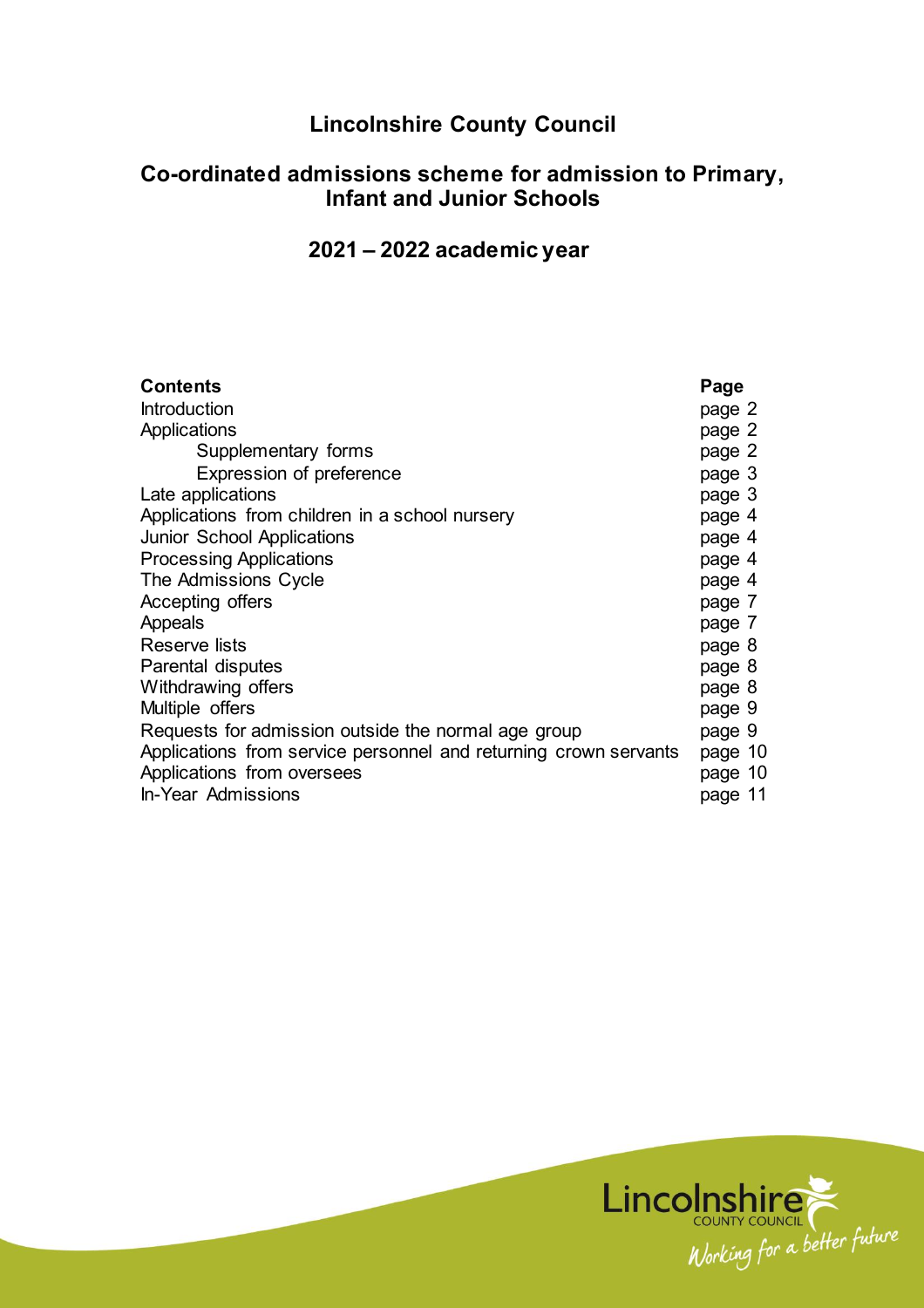# Lincolnshire County Council

## Co-ordinated admissions scheme for admission to Primary, Infant and Junior Schools

## 2021 – 2022 academic year

| Contents | Page |
|---|---|
| Introduction | page 2 |
| Applications | page 2 |
| Supplementary forms | page 2 |
| Expression of preference | page 3 |
| Late applications | page 3 |
| Applications from children in a school nursery | page 4 |
| Junior School Applications | page 4 |
| Processing Applications | page 4 |
| The Admissions Cycle | page 4 |
| Accepting offers | page 7 |
| Appeals | page 7 |
| Reserve lists | page 8 |
| Parental disputes | page 8 |
| Withdrawing offers | page 8 |
| Multiple offers | page 9 |
| Requests for admission outside the normal age group | page 9 |
| Applications from service personnel and returning crown servants | page 10 |
| Applications from oversees | page 10 |
| In-Year Admissions | page 11 |

Lincolnshire COUNTY COUNCIL *Working for a better future*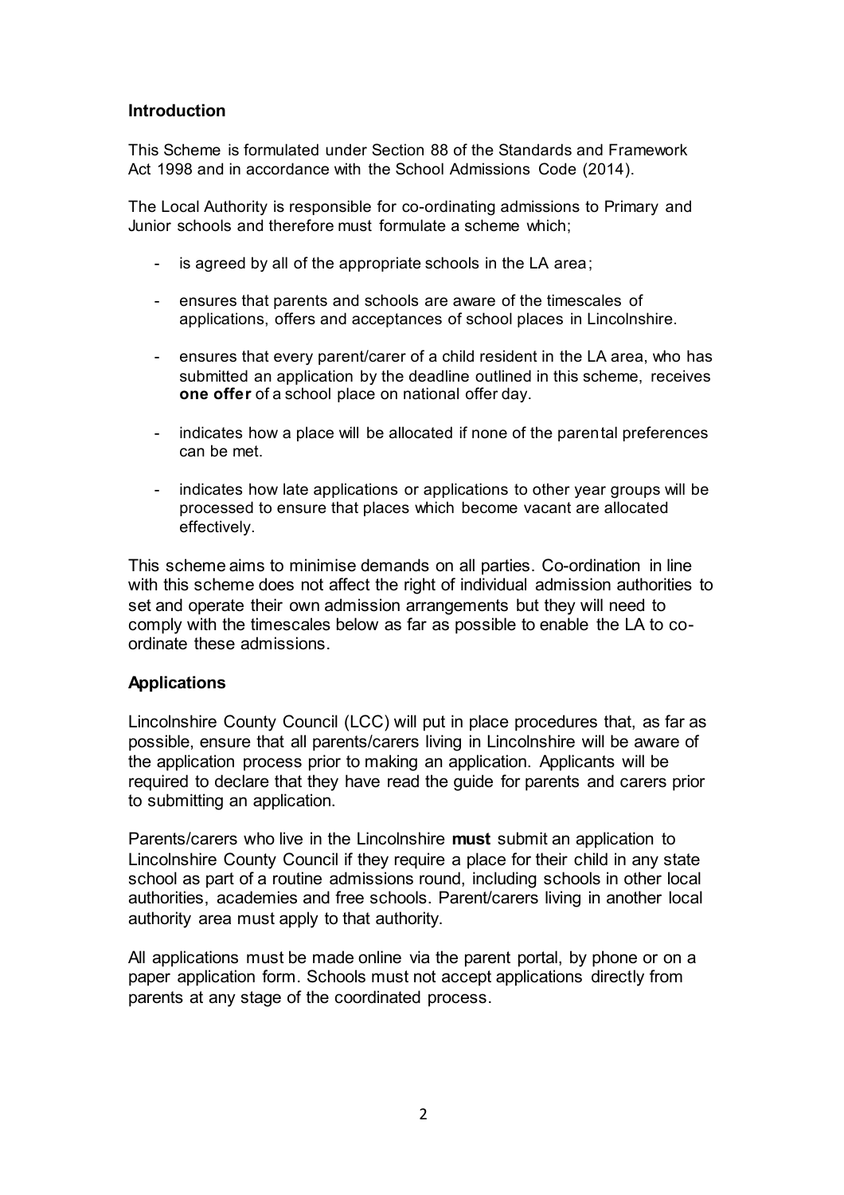## Introduction

This Scheme is formulated under Section 88 of the Standards and Framework Act 1998 and in accordance with the School Admissions Code (2014).

The Local Authority is responsible for co-ordinating admissions to Primary and Junior schools and therefore must formulate a scheme which;

- is agreed by all of the appropriate schools in the LA area;
- ensures that parents and schools are aware of the timescales of applications, offers and acceptances of school places in Lincolnshire.
- ensures that every parent/carer of a child resident in the LA area, who has submitted an application by the deadline outlined in this scheme, receives **one offer** of a school place on national offer day.
- indicates how a place will be allocated if none of the parental preferences can be met.
- indicates how late applications or applications to other year groups will be processed to ensure that places which become vacant are allocated effectively.

This scheme aims to minimise demands on all parties. Co-ordination in line with this scheme does not affect the right of individual admission authorities to set and operate their own admission arrangements but they will need to comply with the timescales below as far as possible to enable the LA to co-ordinate these admissions.

## Applications

Lincolnshire County Council (LCC) will put in place procedures that, as far as possible, ensure that all parents/carers living in Lincolnshire will be aware of the application process prior to making an application. Applicants will be required to declare that they have read the guide for parents and carers prior to submitting an application.

Parents/carers who live in the Lincolnshire **must** submit an application to Lincolnshire County Council if they require a place for their child in any state school as part of a routine admissions round, including schools in other local authorities, academies and free schools. Parent/carers living in another local authority area must apply to that authority.

All applications must be made online via the parent portal, by phone or on a paper application form. Schools must not accept applications directly from parents at any stage of the coordinated process.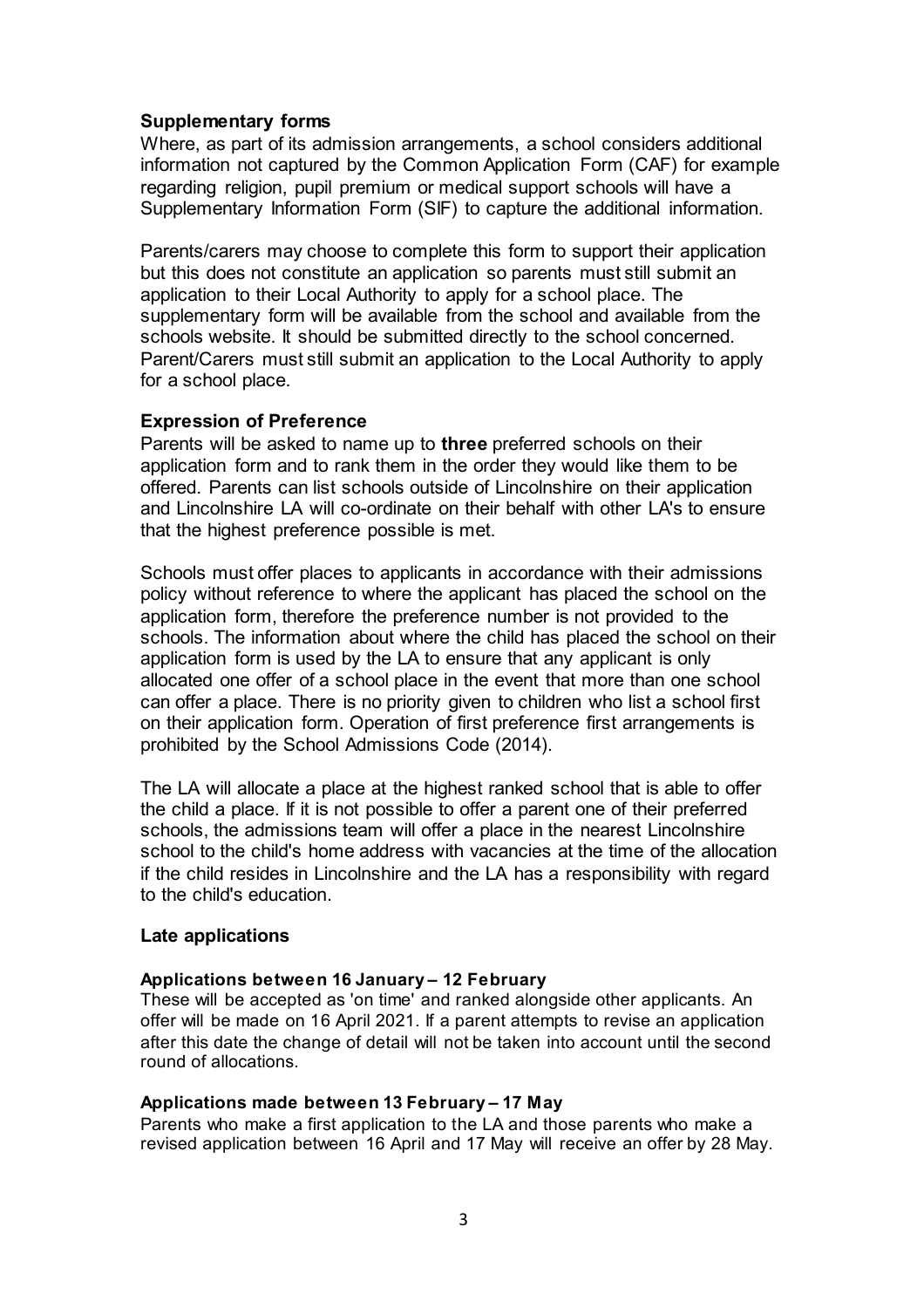### Supplementary forms

Where, as part of its admission arrangements, a school considers additional information not captured by the Common Application Form (CAF) for example regarding religion, pupil premium or medical support schools will have a Supplementary Information Form (SIF) to capture the additional information.

Parents/carers may choose to complete this form to support their application but this does not constitute an application so parents must still submit an application to their Local Authority to apply for a school place. The supplementary form will be available from the school and available from the schools website. It should be submitted directly to the school concerned. Parent/Carers must still submit an application to the Local Authority to apply for a school place.

### Expression of Preference

Parents will be asked to name up to **three** preferred schools on their application form and to rank them in the order they would like them to be offered. Parents can list schools outside of Lincolnshire on their application and Lincolnshire LA will co-ordinate on their behalf with other LA's to ensure that the highest preference possible is met.

Schools must offer places to applicants in accordance with their admissions policy without reference to where the applicant has placed the school on the application form, therefore the preference number is not provided to the schools. The information about where the child has placed the school on their application form is used by the LA to ensure that any applicant is only allocated one offer of a school place in the event that more than one school can offer a place. There is no priority given to children who list a school first on their application form. Operation of first preference first arrangements is prohibited by the School Admissions Code (2014).

The LA will allocate a place at the highest ranked school that is able to offer the child a place. If it is not possible to offer a parent one of their preferred schools, the admissions team will offer a place in the nearest Lincolnshire school to the child's home address with vacancies at the time of the allocation if the child resides in Lincolnshire and the LA has a responsibility with regard to the child's education.

### Late applications

#### Applications between 16 January – 12 February

These will be accepted as 'on time' and ranked alongside other applicants. An offer will be made on 16 April 2021. If a parent attempts to revise an application after this date the change of detail will not be taken into account until the second round of allocations.

#### Applications made between 13 February – 17 May

Parents who make a first application to the LA and those parents who make a revised application between 16 April and 17 May will receive an offer by 28 May.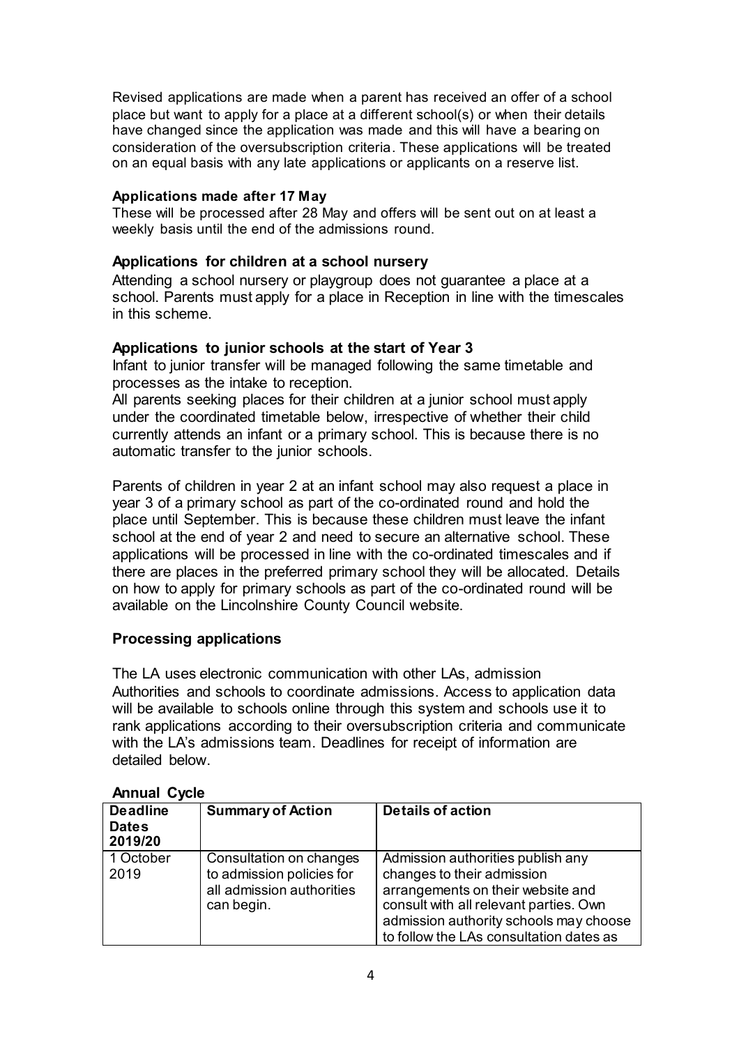Revised applications are made when a parent has received an offer of a school place but want to apply for a place at a different school(s) or when their details have changed since the application was made and this will have a bearing on consideration of the oversubscription criteria. These applications will be treated on an equal basis with any late applications or applicants on a reserve list.

**Applications made after 17 May**

These will be processed after 28 May and offers will be sent out on at least a weekly basis until the end of the admissions round.

### Applications for children at a school nursery

Attending a school nursery or playgroup does not guarantee a place at a school. Parents must apply for a place in Reception in line with the timescales in this scheme.

### Applications to junior schools at the start of Year 3

Infant to junior transfer will be managed following the same timetable and processes as the intake to reception.

All parents seeking places for their children at a junior school must apply under the coordinated timetable below, irrespective of whether their child currently attends an infant or a primary school. This is because there is no automatic transfer to the junior schools.

Parents of children in year 2 at an infant school may also request a place in year 3 of a primary school as part of the co-ordinated round and hold the place until September. This is because these children must leave the infant school at the end of year 2 and need to secure an alternative school. These applications will be processed in line with the co-ordinated timescales and if there are places in the preferred primary school they will be allocated. Details on how to apply for primary schools as part of the co-ordinated round will be available on the Lincolnshire County Council website.

### Processing applications

The LA uses electronic communication with other LAs, admission Authorities and schools to coordinate admissions. Access to application data will be available to schools online through this system and schools use it to rank applications according to their oversubscription criteria and communicate with the LA's admissions team. Deadlines for receipt of information are detailed below.

**Annual Cycle**

| Deadline Dates 2019/20 | Summary of Action | Details of action |
|---|---|---|
| 1 October 2019 | Consultation on changes to admission policies for all admission authorities can begin. | Admission authorities publish any changes to their admission arrangements on their website and consult with all relevant parties. Own admission authority schools may choose to follow the LAs consultation dates as |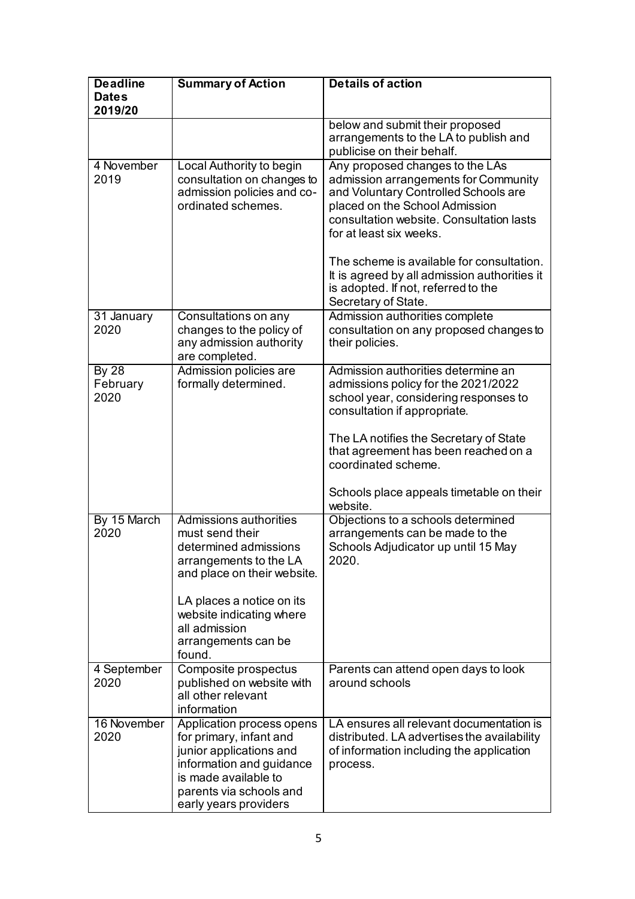| Deadline Dates 2019/20 | Summary of Action | Details of action |
|---|---|---|
| | | below and submit their proposed arrangements to the LA to publish and publicise on their behalf. |
| 4 November 2019 | Local Authority to begin consultation on changes to admission policies and co-ordinated schemes. | Any proposed changes to the LAs admission arrangements for Community and Voluntary Controlled Schools are placed on the School Admission consultation website. Consultation lasts for at least six weeks.<br><br>The scheme is available for consultation. It is agreed by all admission authorities it is adopted. If not, referred to the Secretary of State. |
| 31 January 2020 | Consultations on any changes to the policy of any admission authority are completed. | Admission authorities complete consultation on any proposed changes to their policies. |
| By 28 February 2020 | Admission policies are formally determined. | Admission authorities determine an admissions policy for the 2021/2022 school year, considering responses to consultation if appropriate.<br><br>The LA notifies the Secretary of State that agreement has been reached on a coordinated scheme.<br><br>Schools place appeals timetable on their website. |
| By 15 March 2020 | Admissions authorities must send their determined admissions arrangements to the LA and place on their website.<br><br>LA places a notice on its website indicating where all admission arrangements can be found. | Objections to a schools determined arrangements can be made to the Schools Adjudicator up until 15 May 2020. |
| 4 September 2020 | Composite prospectus published on website with all other relevant information | Parents can attend open days to look around schools |
| 16 November 2020 | Application process opens for primary, infant and junior applications and information and guidance is made available to parents via schools and early years providers | LA ensures all relevant documentation is distributed. LA advertises the availability of information including the application process. |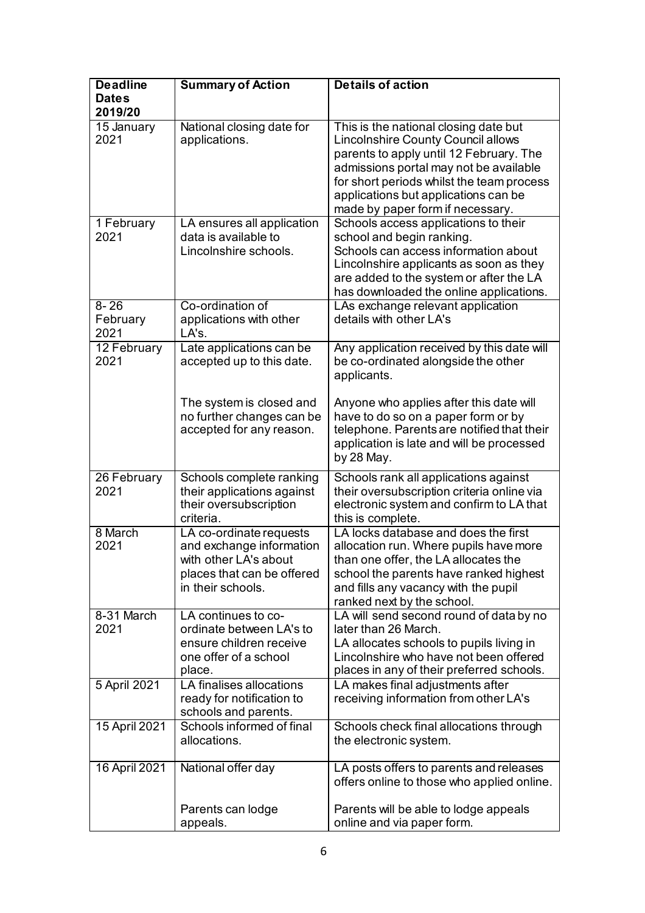| Deadline Dates 2019/20 | Summary of Action | Details of action |
|---|---|---|
| 15 January 2021 | National closing date for applications. | This is the national closing date but Lincolnshire County Council allows parents to apply until 12 February. The admissions portal may not be available for short periods whilst the team process applications but applications can be made by paper form if necessary. |
| 1 February 2021 | LA ensures all application data is available to Lincolnshire schools. | Schools access applications to their school and begin ranking. Schools can access information about Lincolnshire applicants as soon as they are added to the system or after the LA has downloaded the online applications. |
| 8- 26 February 2021 | Co-ordination of applications with other LA's. | LAs exchange relevant application details with other LA's |
| 12 February 2021 | Late applications can be accepted up to this date.<br><br>The system is closed and no further changes can be accepted for any reason. | Any application received by this date will be co-ordinated alongside the other applicants.<br><br>Anyone who applies after this date will have to do so on a paper form or by telephone. Parents are notified that their application is late and will be processed by 28 May. |
| 26 February 2021 | Schools complete ranking their applications against their oversubscription criteria. | Schools rank all applications against their oversubscription criteria online via electronic system and confirm to LA that this is complete. |
| 8 March 2021 | LA co-ordinate requests and exchange information with other LA's about places that can be offered in their schools. | LA locks database and does the first allocation run. Where pupils have more than one offer, the LA allocates the school the parents have ranked highest and fills any vacancy with the pupil ranked next by the school. |
| 8-31 March 2021 | LA continues to co-ordinate between LA's to ensure children receive one offer of a school place. | LA will send second round of data by no later than 26 March.<br>LA allocates schools to pupils living in Lincolnshire who have not been offered places in any of their preferred schools. |
| 5 April 2021 | LA finalises allocations ready for notification to schools and parents. | LA makes final adjustments after receiving information from other LA's |
| 15 April 2021 | Schools informed of final allocations. | Schools check final allocations through the electronic system. |
| 16 April 2021 | National offer day<br><br>Parents can lodge appeals. | LA posts offers to parents and releases offers online to those who applied online.<br><br>Parents will be able to lodge appeals online and via paper form. |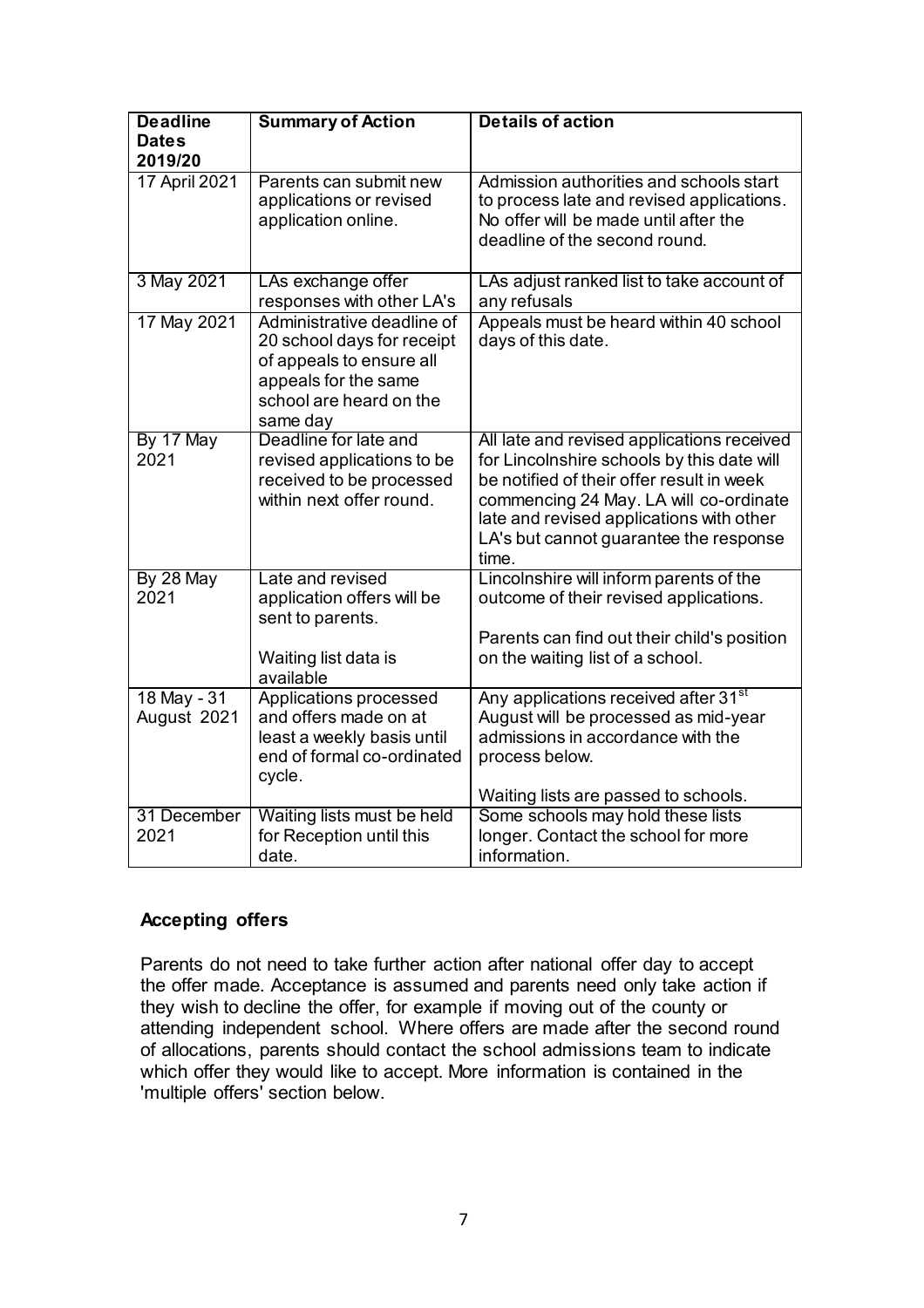| Deadline Dates 2019/20 | Summary of Action | Details of action |
|---|---|---|
| 17 April 2021 | Parents can submit new applications or revised application online. | Admission authorities and schools start to process late and revised applications. No offer will be made until after the deadline of the second round. |
| 3 May 2021 | LAs exchange offer responses with other LA's | LAs adjust ranked list to take account of any refusals |
| 17 May 2021 | Administrative deadline of 20 school days for receipt of appeals to ensure all appeals for the same school are heard on the same day | Appeals must be heard within 40 school days of this date. |
| By 17 May 2021 | Deadline for late and revised applications to be received to be processed within next offer round. | All late and revised applications received for Lincolnshire schools by this date will be notified of their offer result in week commencing 24 May. LA will co-ordinate late and revised applications with other LA's but cannot guarantee the response time. |
| By 28 May 2021 | Late and revised application offers will be sent to parents.<br><br>Waiting list data is available | Lincolnshire will inform parents of the outcome of their revised applications.<br><br>Parents can find out their child's position on the waiting list of a school. |
| 18 May - 31 August 2021 | Applications processed and offers made on at least a weekly basis until end of formal co-ordinated cycle. | Any applications received after 31st August will be processed as mid-year admissions in accordance with the process below.<br><br>Waiting lists are passed to schools. |
| 31 December 2021 | Waiting lists must be held for Reception until this date. | Some schools may hold these lists longer. Contact the school for more information. |

### Accepting offers

Parents do not need to take further action after national offer day to accept the offer made. Acceptance is assumed and parents need only take action if they wish to decline the offer, for example if moving out of the county or attending independent school. Where offers are made after the second round of allocations, parents should contact the school admissions team to indicate which offer they would like to accept. More information is contained in the 'multiple offers' section below.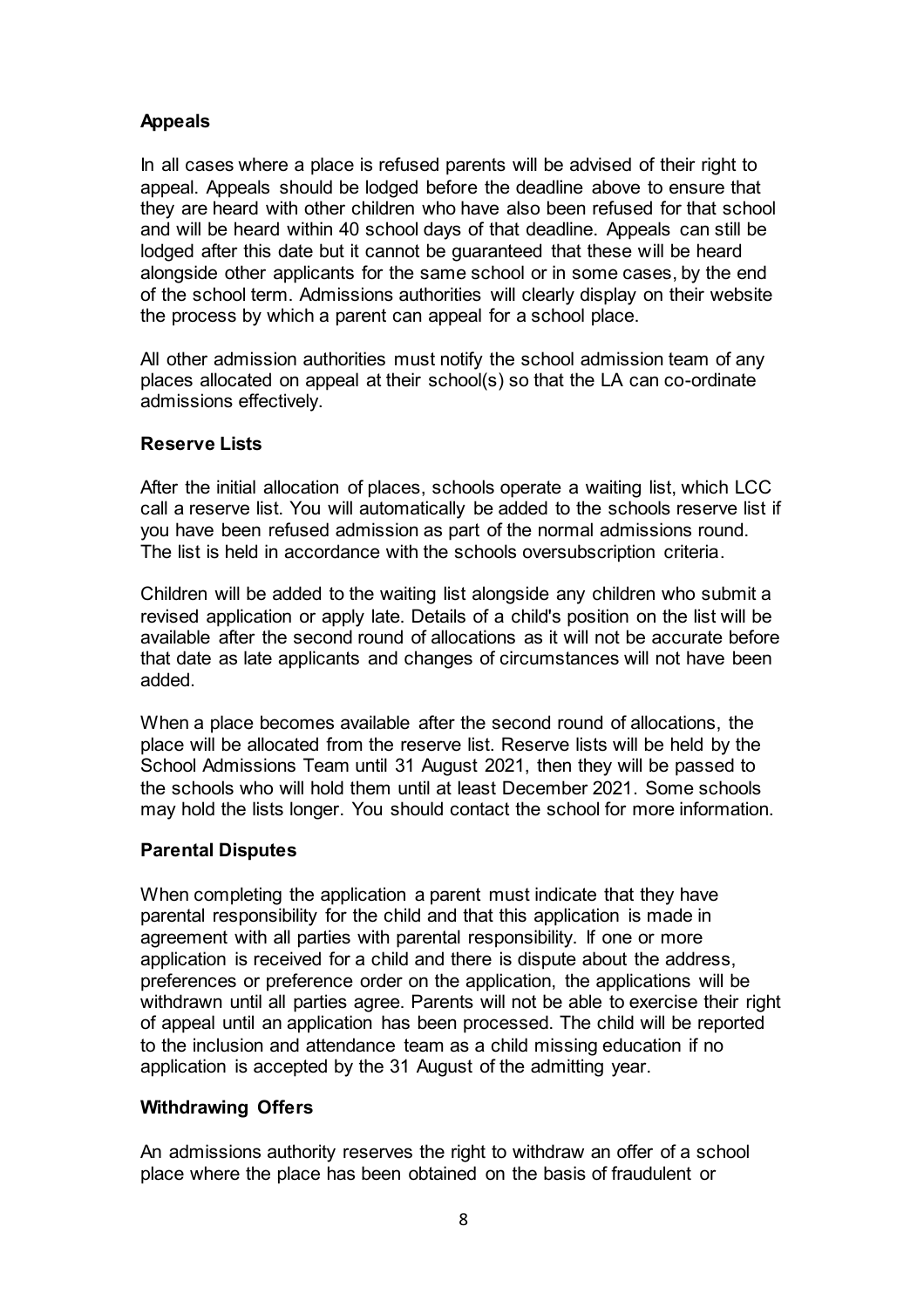### Appeals

In all cases where a place is refused parents will be advised of their right to appeal. Appeals should be lodged before the deadline above to ensure that they are heard with other children who have also been refused for that school and will be heard within 40 school days of that deadline. Appeals can still be lodged after this date but it cannot be guaranteed that these will be heard alongside other applicants for the same school or in some cases, by the end of the school term. Admissions authorities will clearly display on their website the process by which a parent can appeal for a school place.

All other admission authorities must notify the school admission team of any places allocated on appeal at their school(s) so that the LA can co-ordinate admissions effectively.

### Reserve Lists

After the initial allocation of places, schools operate a waiting list, which LCC call a reserve list. You will automatically be added to the schools reserve list if you have been refused admission as part of the normal admissions round. The list is held in accordance with the schools oversubscription criteria.

Children will be added to the waiting list alongside any children who submit a revised application or apply late. Details of a child's position on the list will be available after the second round of allocations as it will not be accurate before that date as late applicants and changes of circumstances will not have been added.

When a place becomes available after the second round of allocations, the place will be allocated from the reserve list. Reserve lists will be held by the School Admissions Team until 31 August 2021, then they will be passed to the schools who will hold them until at least December 2021. Some schools may hold the lists longer. You should contact the school for more information.

### Parental Disputes

When completing the application a parent must indicate that they have parental responsibility for the child and that this application is made in agreement with all parties with parental responsibility. If one or more application is received for a child and there is dispute about the address, preferences or preference order on the application, the applications will be withdrawn until all parties agree. Parents will not be able to exercise their right of appeal until an application has been processed. The child will be reported to the inclusion and attendance team as a child missing education if no application is accepted by the 31 August of the admitting year.

### Withdrawing Offers

An admissions authority reserves the right to withdraw an offer of a school place where the place has been obtained on the basis of fraudulent or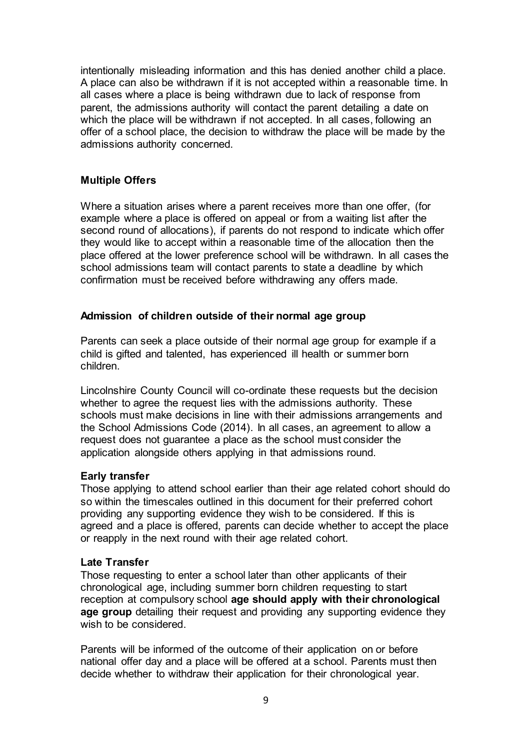intentionally misleading information and this has denied another child a place. A place can also be withdrawn if it is not accepted within a reasonable time. In all cases where a place is being withdrawn due to lack of response from parent, the admissions authority will contact the parent detailing a date on which the place will be withdrawn if not accepted. In all cases, following an offer of a school place, the decision to withdraw the place will be made by the admissions authority concerned.

**Multiple Offers**

Where a situation arises where a parent receives more than one offer, (for example where a place is offered on appeal or from a waiting list after the second round of allocations), if parents do not respond to indicate which offer they would like to accept within a reasonable time of the allocation then the place offered at the lower preference school will be withdrawn. In all cases the school admissions team will contact parents to state a deadline by which confirmation must be received before withdrawing any offers made.

**Admission of children outside of their normal age group**

Parents can seek a place outside of their normal age group for example if a child is gifted and talented, has experienced ill health or summer born children.

Lincolnshire County Council will co-ordinate these requests but the decision whether to agree the request lies with the admissions authority. These schools must make decisions in line with their admissions arrangements and the School Admissions Code (2014). In all cases, an agreement to allow a request does not guarantee a place as the school must consider the application alongside others applying in that admissions round.

**Early transfer**
Those applying to attend school earlier than their age related cohort should do so within the timescales outlined in this document for their preferred cohort providing any supporting evidence they wish to be considered. If this is agreed and a place is offered, parents can decide whether to accept the place or reapply in the next round with their age related cohort.

**Late Transfer**
Those requesting to enter a school later than other applicants of their chronological age, including summer born children requesting to start reception at compulsory school **age should apply with their chronological age group** detailing their request and providing any supporting evidence they wish to be considered.

Parents will be informed of the outcome of their application on or before national offer day and a place will be offered at a school. Parents must then decide whether to withdraw their application for their chronological year.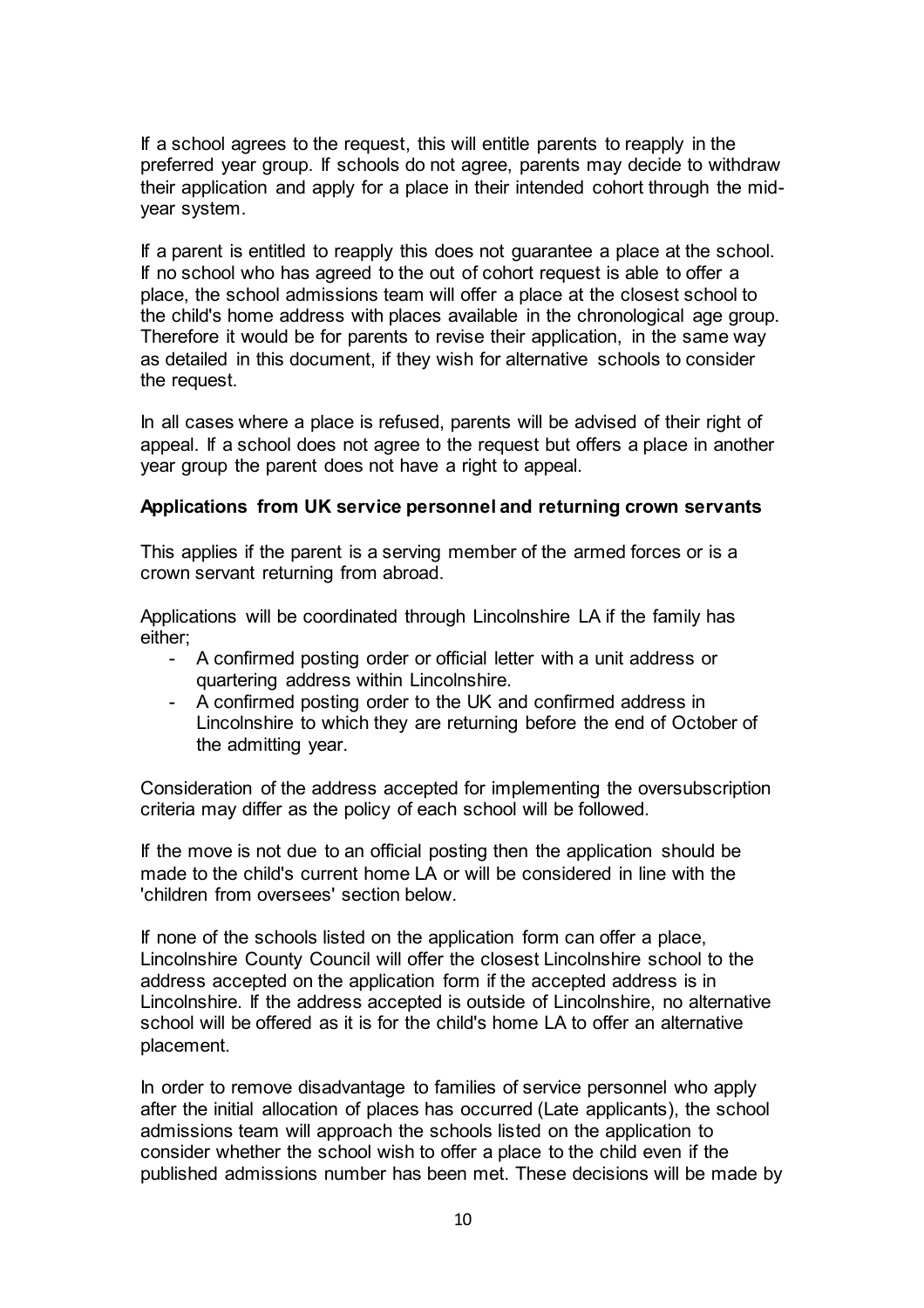If a school agrees to the request, this will entitle parents to reapply in the preferred year group. If schools do not agree, parents may decide to withdraw their application and apply for a place in their intended cohort through the mid-year system.

If a parent is entitled to reapply this does not guarantee a place at the school. If no school who has agreed to the out of cohort request is able to offer a place, the school admissions team will offer a place at the closest school to the child's home address with places available in the chronological age group. Therefore it would be for parents to revise their application, in the same way as detailed in this document, if they wish for alternative schools to consider the request.

In all cases where a place is refused, parents will be advised of their right of appeal. If a school does not agree to the request but offers a place in another year group the parent does not have a right to appeal.

**Applications from UK service personnel and returning crown servants**

This applies if the parent is a serving member of the armed forces or is a crown servant returning from abroad.

Applications will be coordinated through Lincolnshire LA if the family has either;

- A confirmed posting order or official letter with a unit address or quartering address within Lincolnshire.
- A confirmed posting order to the UK and confirmed address in Lincolnshire to which they are returning before the end of October of the admitting year.

Consideration of the address accepted for implementing the oversubscription criteria may differ as the policy of each school will be followed.

If the move is not due to an official posting then the application should be made to the child's current home LA or will be considered in line with the 'children from oversees' section below.

If none of the schools listed on the application form can offer a place, Lincolnshire County Council will offer the closest Lincolnshire school to the address accepted on the application form if the accepted address is in Lincolnshire. If the address accepted is outside of Lincolnshire, no alternative school will be offered as it is for the child's home LA to offer an alternative placement.

In order to remove disadvantage to families of service personnel who apply after the initial allocation of places has occurred (Late applicants), the school admissions team will approach the schools listed on the application to consider whether the school wish to offer a place to the child even if the published admissions number has been met. These decisions will be made by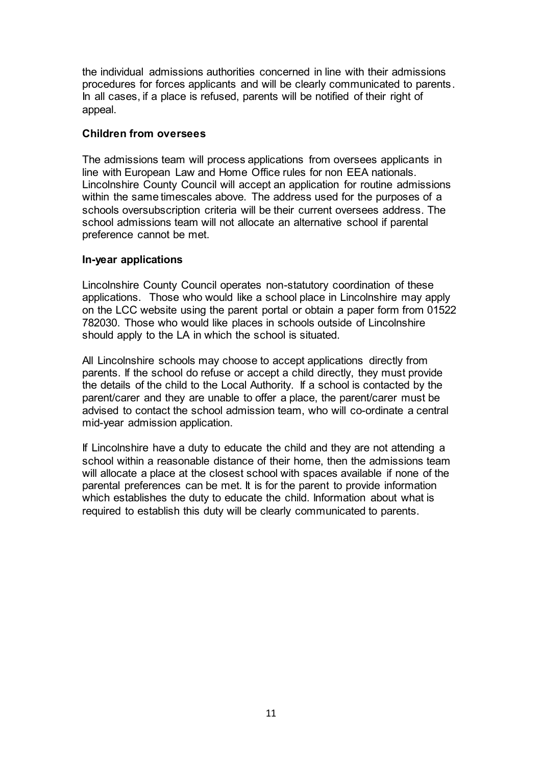the individual admissions authorities concerned in line with their admissions procedures for forces applicants and will be clearly communicated to parents. In all cases, if a place is refused, parents will be notified of their right of appeal.

**Children from oversees**

The admissions team will process applications from oversees applicants in line with European Law and Home Office rules for non EEA nationals. Lincolnshire County Council will accept an application for routine admissions within the same timescales above. The address used for the purposes of a schools oversubscription criteria will be their current oversees address. The school admissions team will not allocate an alternative school if parental preference cannot be met.

**In-year applications**

Lincolnshire County Council operates non-statutory coordination of these applications. Those who would like a school place in Lincolnshire may apply on the LCC website using the parent portal or obtain a paper form from 01522 782030. Those who would like places in schools outside of Lincolnshire should apply to the LA in which the school is situated.

All Lincolnshire schools may choose to accept applications directly from parents. If the school do refuse or accept a child directly, they must provide the details of the child to the Local Authority. If a school is contacted by the parent/carer and they are unable to offer a place, the parent/carer must be advised to contact the school admission team, who will co-ordinate a central mid-year admission application.

If Lincolnshire have a duty to educate the child and they are not attending a school within a reasonable distance of their home, then the admissions team will allocate a place at the closest school with spaces available if none of the parental preferences can be met. It is for the parent to provide information which establishes the duty to educate the child. Information about what is required to establish this duty will be clearly communicated to parents.